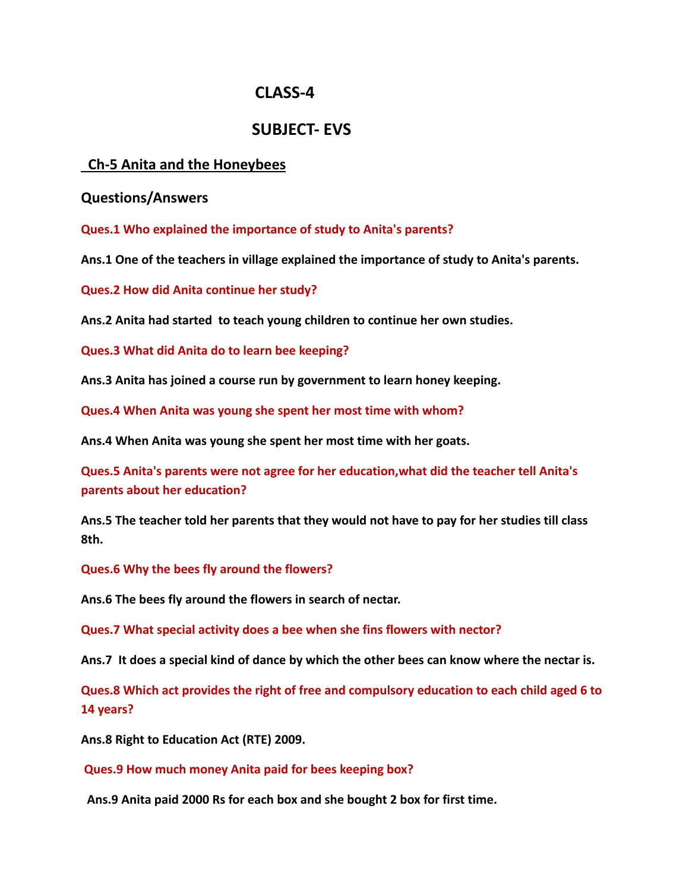# CLASS-4

## SUBJECT- EVS

### Ch-5 Anita and the Honeybees

**Questions/Answers**

**Ques.1 Who explained the importance of study to Anita's parents?**

**Ans.1 One of the teachers in village explained the importance of study to Anita's parents.**

**Ques.2 How did Anita continue her study?**

**Ans.2 Anita had started to teach young children to continue her own studies.**

**Ques.3 What did Anita do to learn bee keeping?**

**Ans.3 Anita has joined a course run by government to learn honey keeping.**

**Ques.4 When Anita was young she spent her most time with whom?**

**Ans.4 When Anita was young she spent her most time with her goats.**

**Ques.5 Anita's parents were not agree for her education,what did the teacher tell Anita's parents about her education?**

**Ans.5 The teacher told her parents that they would not have to pay for her studies till class 8th.**

**Ques.6 Why the bees fly around the flowers?**

**Ans.6 The bees fly around the flowers in search of nectar.**

**Ques.7 What special activity does a bee when she fins flowers with nector?**

**Ans.7 It does a special kind of dance by which the other bees can know where the nectar is.**

**Ques.8 Which act provides the right of free and compulsory education to each child aged 6 to 14 years?**

**Ans.8 Right to Education Act (RTE) 2009.**

**Ques.9 How much money Anita paid for bees keeping box?**

**Ans.9 Anita paid 2000 Rs for each box and she bought 2 box for first time.**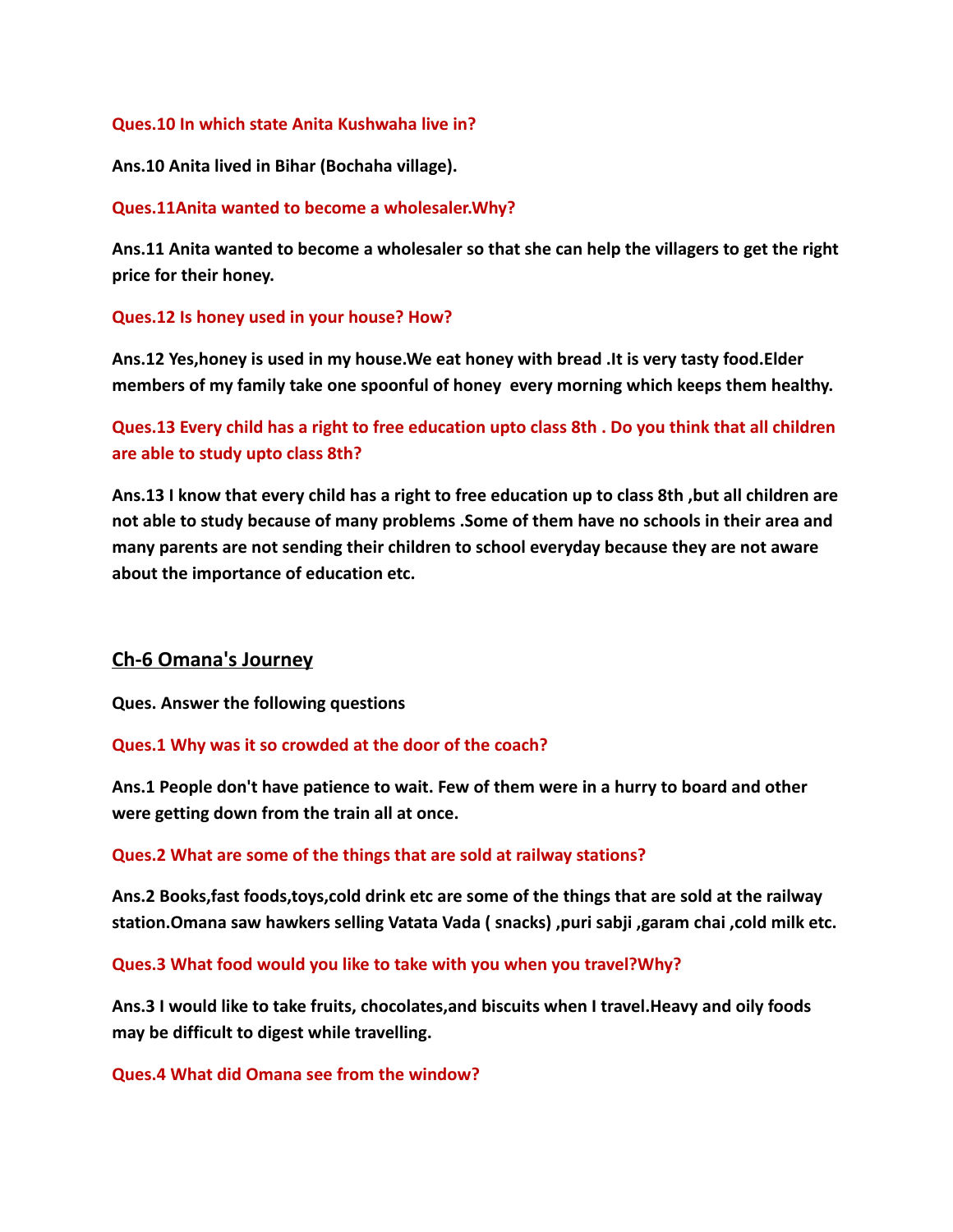**Ques.10 In which state Anita Kushwaha live in?**

**Ans.10 Anita lived in Bihar (Bochaha village).**

**Ques.11Anita wanted to become a wholesaler.Why?**

**Ans.11 Anita wanted to become a wholesaler so that she can help the villagers to get the right price for their honey.**

**Ques.12 Is honey used in your house? How?**

**Ans.12 Yes,honey is used in my house.We eat honey with bread .It is very tasty food.Elder members of my family take one spoonful of honey every morning which keeps them healthy.**

**Ques.13 Every child has a right to free education upto class 8th . Do you think that all children are able to study upto class 8th?**

**Ans.13 I know that every child has a right to free education up to class 8th ,but all children are not able to study because of many problems .Some of them have no schools in their area and many parents are not sending their children to school everyday because they are not aware about the importance of education etc.**

## Ch-6 Omana's Journey

**Ques. Answer the following questions**

**Ques.1 Why was it so crowded at the door of the coach?**

**Ans.1 People don't have patience to wait. Few of them were in a hurry to board and other were getting down from the train all at once.**

**Ques.2 What are some of the things that are sold at railway stations?**

**Ans.2 Books,fast foods,toys,cold drink etc are some of the things that are sold at the railway station.Omana saw hawkers selling Vatata Vada ( snacks) ,puri sabji ,garam chai ,cold milk etc.**

**Ques.3 What food would you like to take with you when you travel?Why?**

**Ans.3 I would like to take fruits, chocolates,and biscuits when I travel.Heavy and oily foods may be difficult to digest while travelling.**

**Ques.4 What did Omana see from the window?**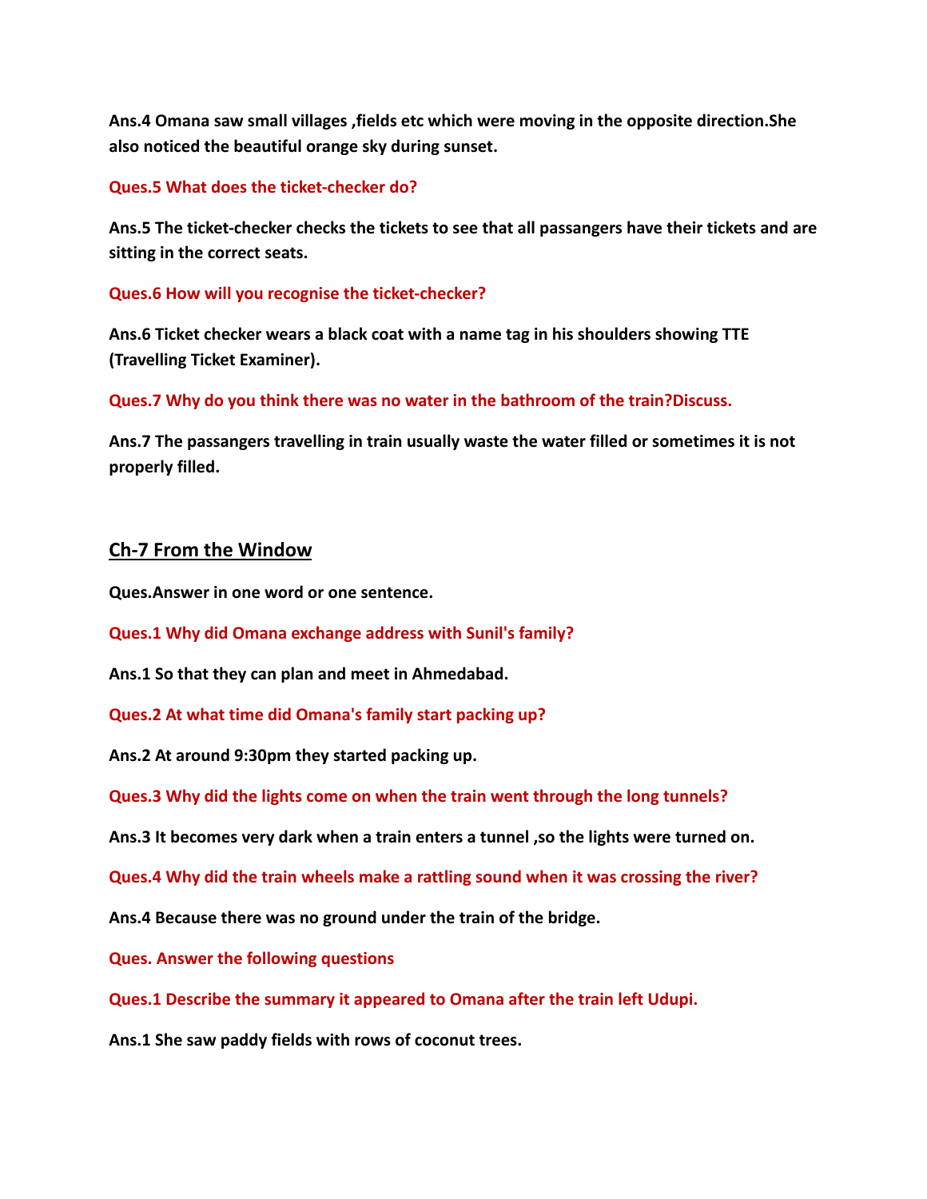**Ans.4 Omana saw small villages ,fields etc which were moving in the opposite direction.She also noticed the beautiful orange sky during sunset.**

**Ques.5 What does the ticket-checker do?**

**Ans.5 The ticket-checker checks the tickets to see that all passangers have their tickets and are sitting in the correct seats.**

**Ques.6 How will you recognise the ticket-checker?**

**Ans.6 Ticket checker wears a black coat with a name tag in his shoulders showing TTE (Travelling Ticket Examiner).**

**Ques.7 Why do you think there was no water in the bathroom of the train?Discuss.**

**Ans.7 The passangers travelling in train usually waste the water filled or sometimes it is not properly filled.**

## Ch-7 From the Window

**Ques.Answer in one word or one sentence.**

**Ques.1 Why did Omana exchange address with Sunil's family?**

**Ans.1 So that they can plan and meet in Ahmedabad.**

**Ques.2 At what time did Omana's family start packing up?**

**Ans.2 At around 9:30pm they started packing up.**

**Ques.3 Why did the lights come on when the train went through the long tunnels?**

**Ans.3 It becomes very dark when a train enters a tunnel ,so the lights were turned on.**

**Ques.4 Why did the train wheels make a rattling sound when it was crossing the river?**

**Ans.4 Because there was no ground under the train of the bridge.**

**Ques. Answer the following questions**

**Ques.1 Describe the summary it appeared to Omana after the train left Udupi.**

**Ans.1 She saw paddy fields with rows of coconut trees.**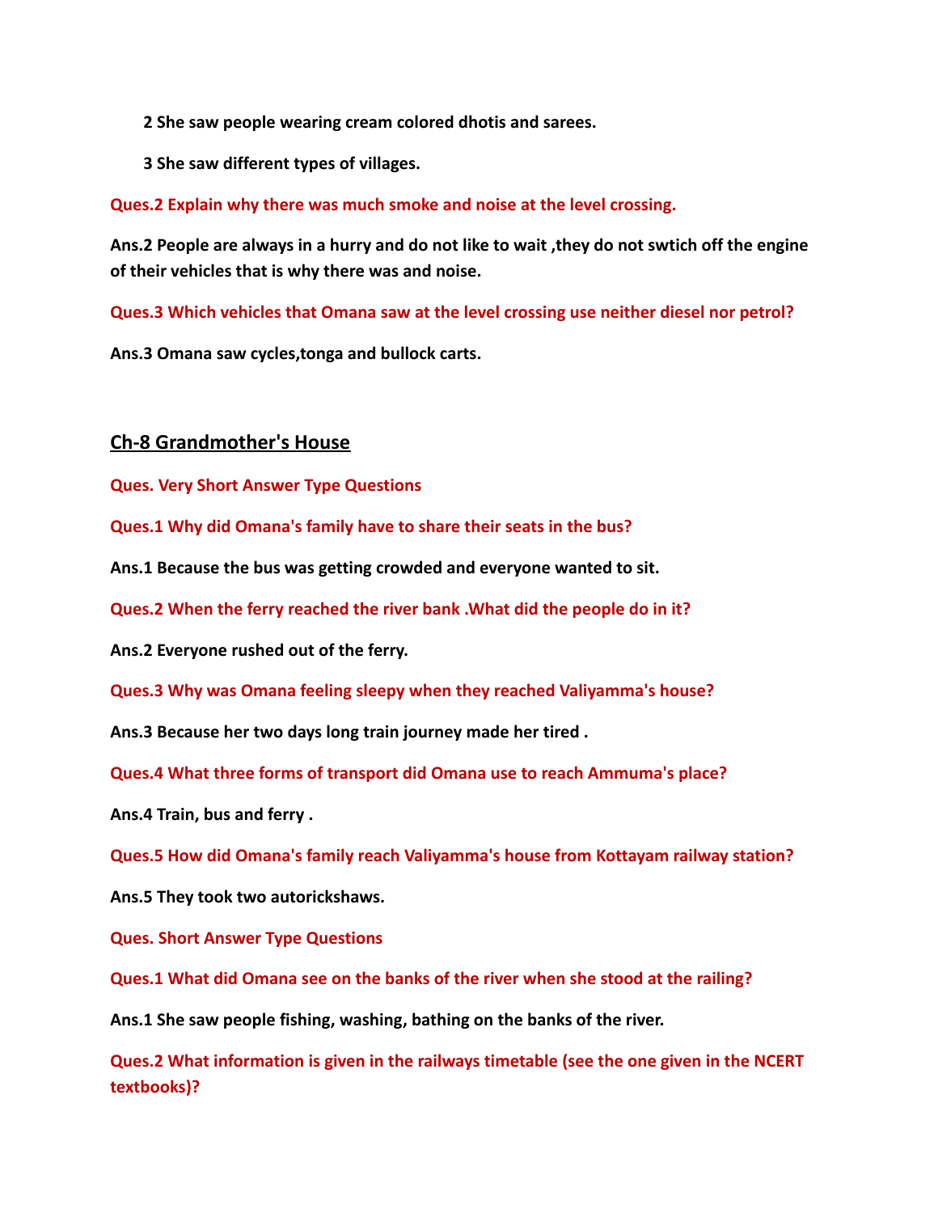**2 She saw people wearing cream colored dhotis and sarees.**

**3 She saw different types of villages.**

**Ques.2 Explain why there was much smoke and noise at the level crossing.**

**Ans.2 People are always in a hurry and do not like to wait ,they do not swtich off the engine of their vehicles that is why there was and noise.**

**Ques.3 Which vehicles that Omana saw at the level crossing use neither diesel nor petrol?**

**Ans.3 Omana saw cycles,tonga and bullock carts.**

## Ch-8 Grandmother's House

**Ques. Very Short Answer Type Questions**

**Ques.1 Why did Omana's family have to share their seats in the bus?**

**Ans.1 Because the bus was getting crowded and everyone wanted to sit.**

**Ques.2 When the ferry reached the river bank .What did the people do in it?**

**Ans.2 Everyone rushed out of the ferry.**

**Ques.3 Why was Omana feeling sleepy when they reached Valiyamma's house?**

**Ans.3 Because her two days long train journey made her tired .**

**Ques.4 What three forms of transport did Omana use to reach Ammuma's place?**

**Ans.4 Train, bus and ferry .**

**Ques.5 How did Omana's family reach Valiyamma's house from Kottayam railway station?**

**Ans.5 They took two autorickshaws.**

**Ques. Short Answer Type Questions**

**Ques.1 What did Omana see on the banks of the river when she stood at the railing?**

**Ans.1 She saw people fishing, washing, bathing on the banks of the river.**

**Ques.2 What information is given in the railways timetable (see the one given in the NCERT textbooks)?**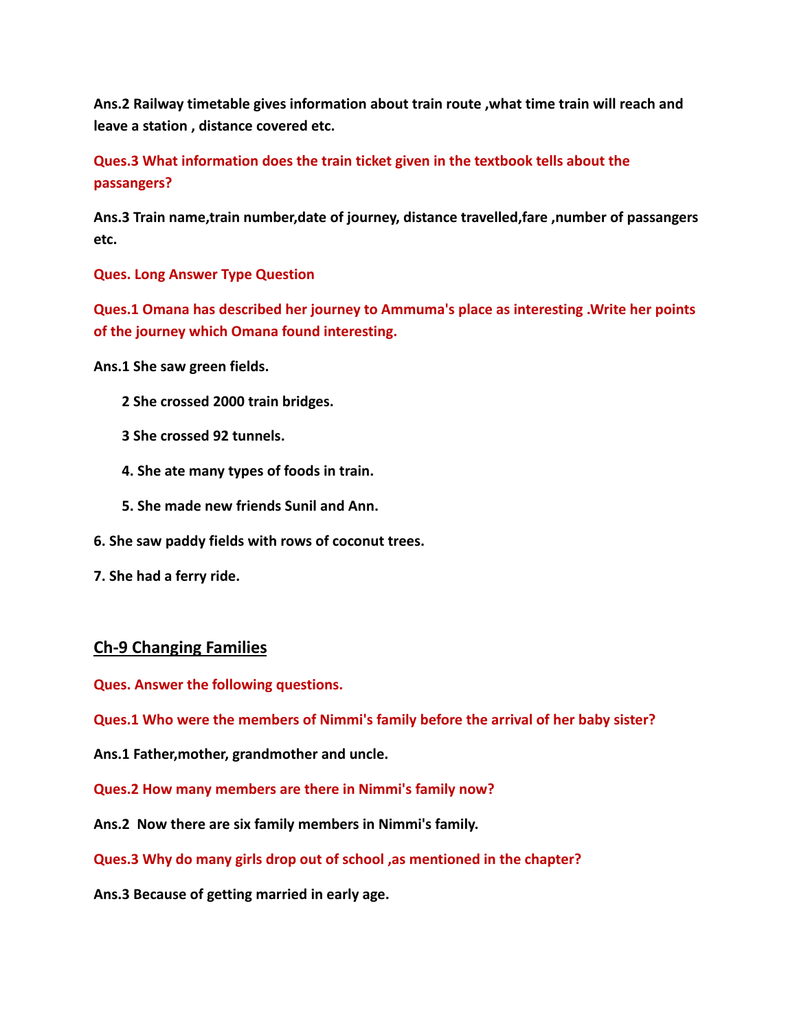**Ans.2 Railway timetable gives information about train route ,what time train will reach and leave a station , distance covered etc.**

**Ques.3 What information does the train ticket given in the textbook tells about the passangers?**

**Ans.3 Train name,train number,date of journey, distance travelled,fare ,number of passangers etc.**

**Ques. Long Answer Type Question**

**Ques.1 Omana has described her journey to Ammuma's place as interesting .Write her points of the journey which Omana found interesting.**

**Ans.1 She saw green fields.**

**2 She crossed 2000 train bridges.**

**3 She crossed 92 tunnels.**

**4. She ate many types of foods in train.**

**5. She made new friends Sunil and Ann.**

**6. She saw paddy fields with rows of coconut trees.**

**7. She had a ferry ride.**

## Ch-9 Changing Families

**Ques. Answer the following questions.**

**Ques.1 Who were the members of Nimmi's family before the arrival of her baby sister?**

**Ans.1 Father,mother, grandmother and uncle.**

**Ques.2 How many members are there in Nimmi's family now?**

**Ans.2 Now there are six family members in Nimmi's family.**

**Ques.3 Why do many girls drop out of school ,as mentioned in the chapter?**

**Ans.3 Because of getting married in early age.**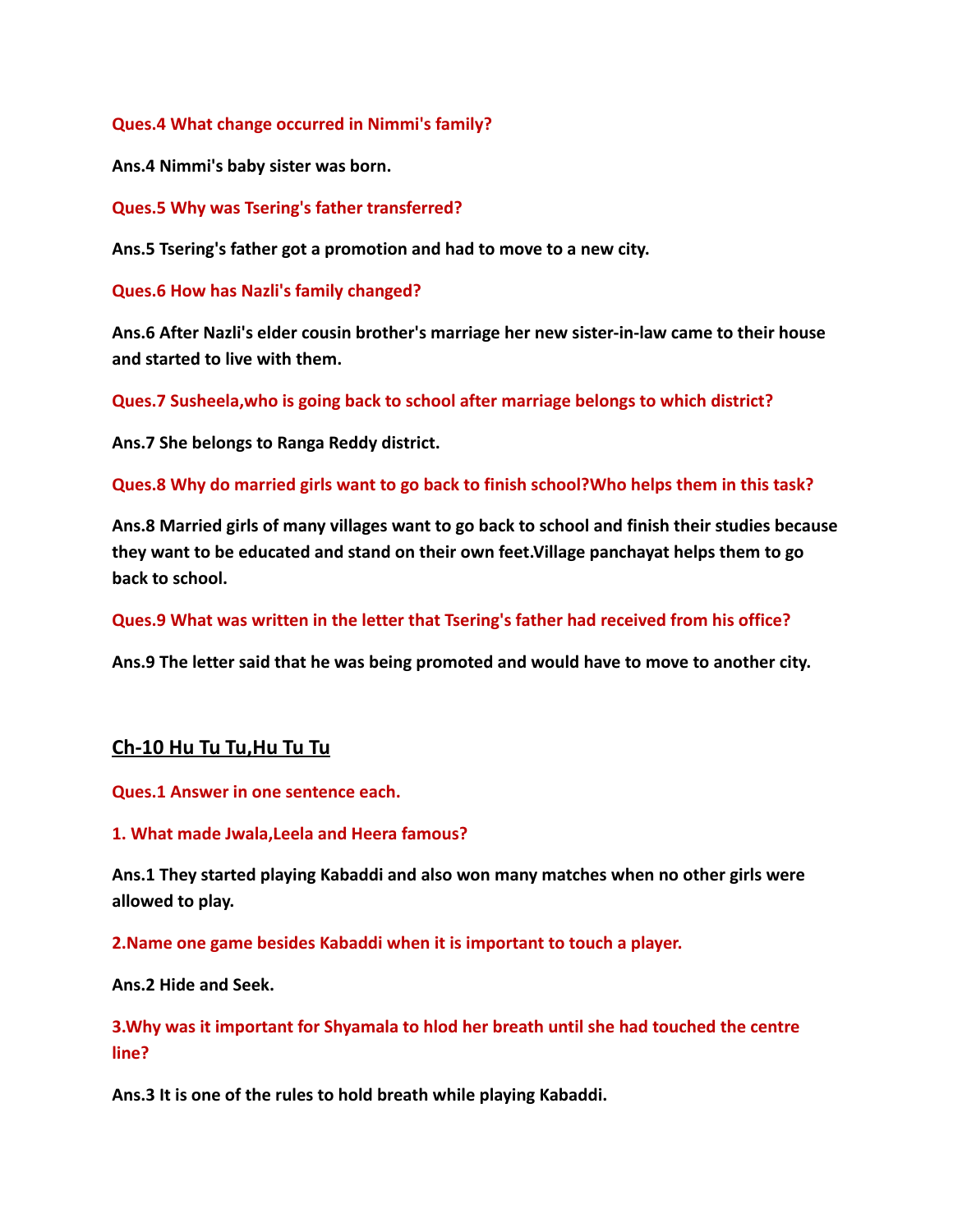**Ques.4 What change occurred in Nimmi's family?**

**Ans.4 Nimmi's baby sister was born.**

**Ques.5 Why was Tsering's father transferred?**

**Ans.5 Tsering's father got a promotion and had to move to a new city.**

**Ques.6 How has Nazli's family changed?**

**Ans.6 After Nazli's elder cousin brother's marriage her new sister-in-law came to their house and started to live with them.**

**Ques.7 Susheela,who is going back to school after marriage belongs to which district?**

**Ans.7 She belongs to Ranga Reddy district.**

**Ques.8 Why do married girls want to go back to finish school?Who helps them in this task?**

**Ans.8 Married girls of many villages want to go back to school and finish their studies because they want to be educated and stand on their own feet.Village panchayat helps them to go back to school.**

**Ques.9 What was written in the letter that Tsering's father had received from his office?**

**Ans.9 The letter said that he was being promoted and would have to move to another city.**

## Ch-10 Hu Tu Tu,Hu Tu Tu

**Ques.1 Answer in one sentence each.**

**1. What made Jwala,Leela and Heera famous?**

**Ans.1 They started playing Kabaddi and also won many matches when no other girls were allowed to play.**

**2.Name one game besides Kabaddi when it is important to touch a player.**

**Ans.2 Hide and Seek.**

**3.Why was it important for Shyamala to hlod her breath until she had touched the centre line?**

**Ans.3 It is one of the rules to hold breath while playing Kabaddi.**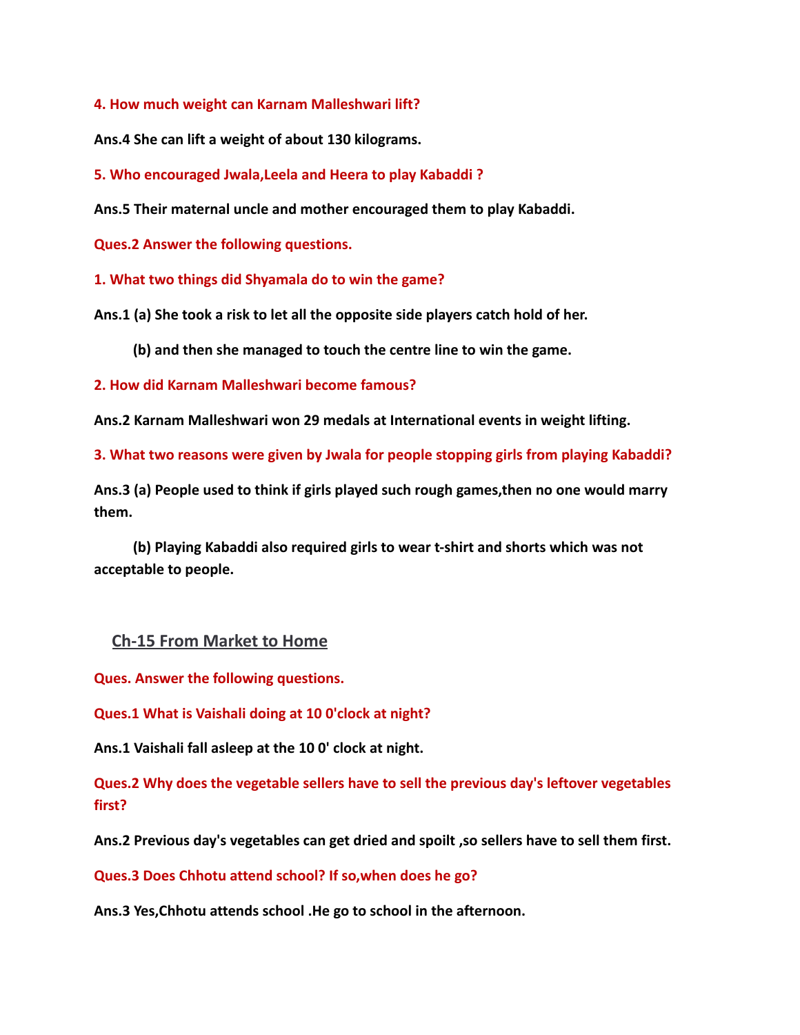**4. How much weight can Karnam Malleshwari lift?**

**Ans.4 She can lift a weight of about 130 kilograms.**

**5. Who encouraged Jwala,Leela and Heera to play Kabaddi ?**

**Ans.5 Their maternal uncle and mother encouraged them to play Kabaddi.**

**Ques.2 Answer the following questions.**

**1. What two things did Shyamala do to win the game?**

**Ans.1 (a) She took a risk to let all the opposite side players catch hold of her.**

**(b) and then she managed to touch the centre line to win the game.**

**2. How did Karnam Malleshwari become famous?**

**Ans.2 Karnam Malleshwari won 29 medals at International events in weight lifting.**

**3. What two reasons were given by Jwala for people stopping girls from playing Kabaddi?**

**Ans.3 (a) People used to think if girls played such rough games,then no one would marry them.**

**(b) Playing Kabaddi also required girls to wear t-shirt and shorts which was not acceptable to people.**

## Ch-15 From Market to Home

**Ques. Answer the following questions.**

**Ques.1 What is Vaishali doing at 10 0'clock at night?**

**Ans.1 Vaishali fall asleep at the 10 0' clock at night.**

**Ques.2 Why does the vegetable sellers have to sell the previous day's leftover vegetables first?**

**Ans.2 Previous day's vegetables can get dried and spoilt ,so sellers have to sell them first.**

**Ques.3 Does Chhotu attend school? If so,when does he go?**

**Ans.3 Yes,Chhotu attends school .He go to school in the afternoon.**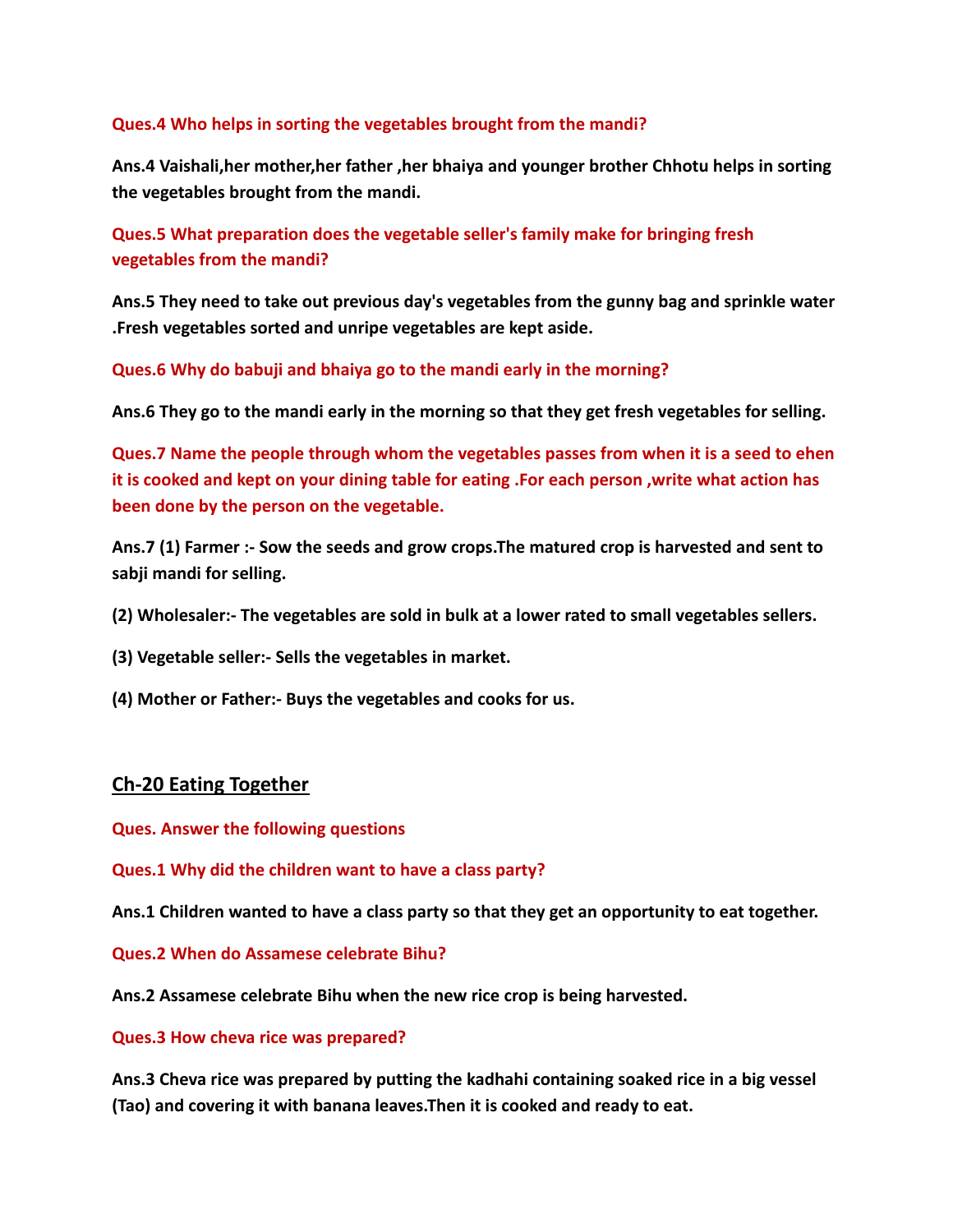**Ques.4 Who helps in sorting the vegetables brought from the mandi?**

**Ans.4 Vaishali,her mother,her father ,her bhaiya and younger brother Chhotu helps in sorting the vegetables brought from the mandi.**

**Ques.5 What preparation does the vegetable seller's family make for bringing fresh vegetables from the mandi?**

**Ans.5 They need to take out previous day's vegetables from the gunny bag and sprinkle water .Fresh vegetables sorted and unripe vegetables are kept aside.**

**Ques.6 Why do babuji and bhaiya go to the mandi early in the morning?**

**Ans.6 They go to the mandi early in the morning so that they get fresh vegetables for selling.**

**Ques.7 Name the people through whom the vegetables passes from when it is a seed to ehen it is cooked and kept on your dining table for eating .For each person ,write what action has been done by the person on the vegetable.**

**Ans.7 (1) Farmer :- Sow the seeds and grow crops.The matured crop is harvested and sent to sabji mandi for selling.**

**(2) Wholesaler:- The vegetables are sold in bulk at a lower rated to small vegetables sellers.**

**(3) Vegetable seller:- Sells the vegetables in market.**

**(4) Mother or Father:- Buys the vegetables and cooks for us.**

## Ch-20 Eating Together

**Ques. Answer the following questions**

**Ques.1 Why did the children want to have a class party?**

**Ans.1 Children wanted to have a class party so that they get an opportunity to eat together.**

**Ques.2 When do Assamese celebrate Bihu?**

**Ans.2 Assamese celebrate Bihu when the new rice crop is being harvested.**

**Ques.3 How cheva rice was prepared?**

**Ans.3 Cheva rice was prepared by putting the kadhahi containing soaked rice in a big vessel (Tao) and covering it with banana leaves.Then it is cooked and ready to eat.**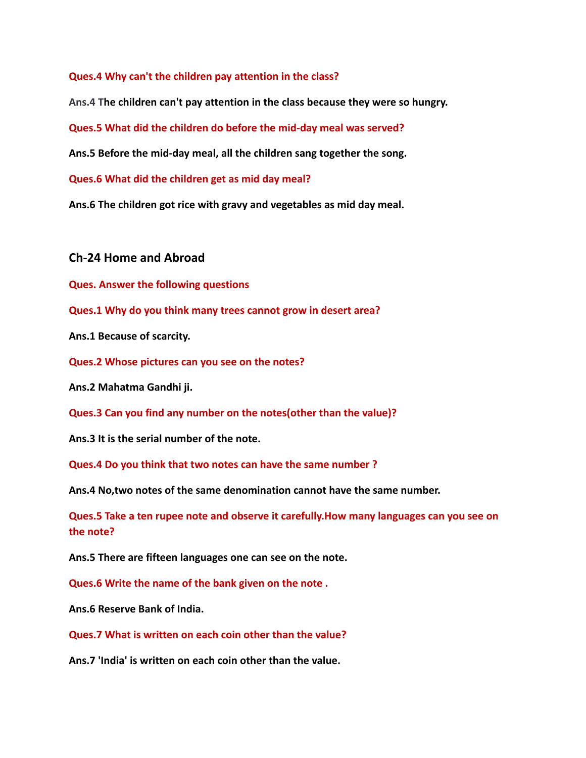**Ques.4 Why can't the children pay attention in the class?**

**Ans.4 The children can't pay attention in the class because they were so hungry.**

**Ques.5 What did the children do before the mid-day meal was served?**

**Ans.5 Before the mid-day meal, all the children sang together the song.**

**Ques.6 What did the children get as mid day meal?**

**Ans.6 The children got rice with gravy and vegetables as mid day meal.**

## Ch-24 Home and Abroad

**Ques. Answer the following questions**

**Ques.1 Why do you think many trees cannot grow in desert area?**

**Ans.1 Because of scarcity.**

**Ques.2 Whose pictures can you see on the notes?**

**Ans.2 Mahatma Gandhi ji.**

**Ques.3 Can you find any number on the notes(other than the value)?**

**Ans.3 It is the serial number of the note.**

**Ques.4 Do you think that two notes can have the same number ?**

**Ans.4 No,two notes of the same denomination cannot have the same number.**

**Ques.5 Take a ten rupee note and observe it carefully.How many languages can you see on the note?**

**Ans.5 There are fifteen languages one can see on the note.**

**Ques.6 Write the name of the bank given on the note .**

**Ans.6 Reserve Bank of India.**

**Ques.7 What is written on each coin other than the value?**

**Ans.7 'India' is written on each coin other than the value.**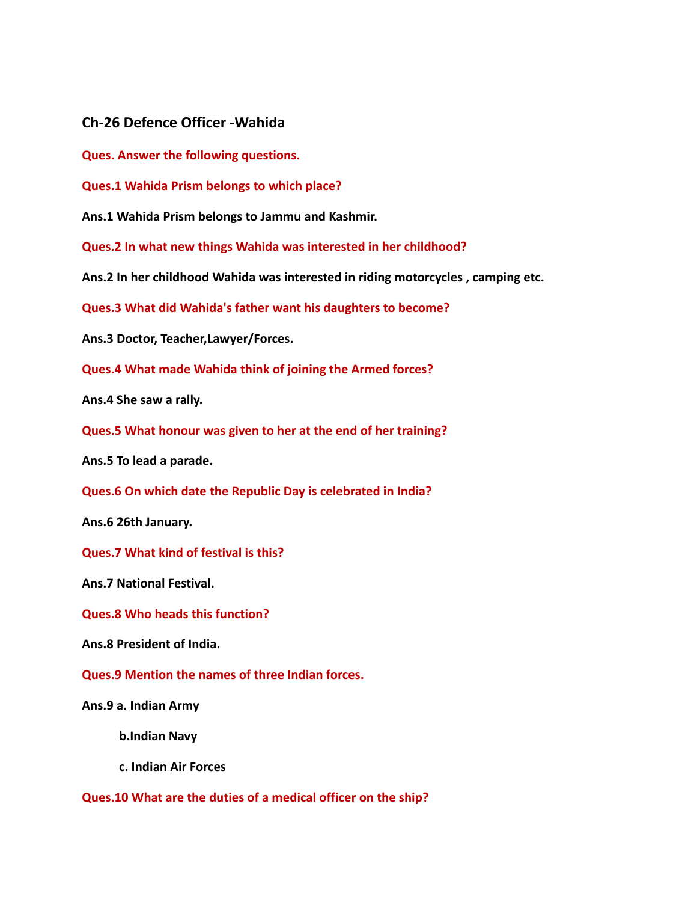## Ch-26 Defence Officer -Wahida

**Ques. Answer the following questions.**

**Ques.1 Wahida Prism belongs to which place?**

**Ans.1 Wahida Prism belongs to Jammu and Kashmir.**

**Ques.2 In what new things Wahida was interested in her childhood?**

**Ans.2 In her childhood Wahida was interested in riding motorcycles , camping etc.**

**Ques.3 What did Wahida's father want his daughters to become?**

**Ans.3 Doctor, Teacher,Lawyer/Forces.**

**Ques.4 What made Wahida think of joining the Armed forces?**

**Ans.4 She saw a rally.**

**Ques.5 What honour was given to her at the end of her training?**

**Ans.5 To lead a parade.**

**Ques.6 On which date the Republic Day is celebrated in India?**

**Ans.6 26th January.**

**Ques.7 What kind of festival is this?**

**Ans.7 National Festival.**

**Ques.8 Who heads this function?**

**Ans.8 President of India.**

**Ques.9 Mention the names of three Indian forces.**

**Ans.9 a. Indian Army**

**b.Indian Navy**

**c. Indian Air Forces**

**Ques.10 What are the duties of a medical officer on the ship?**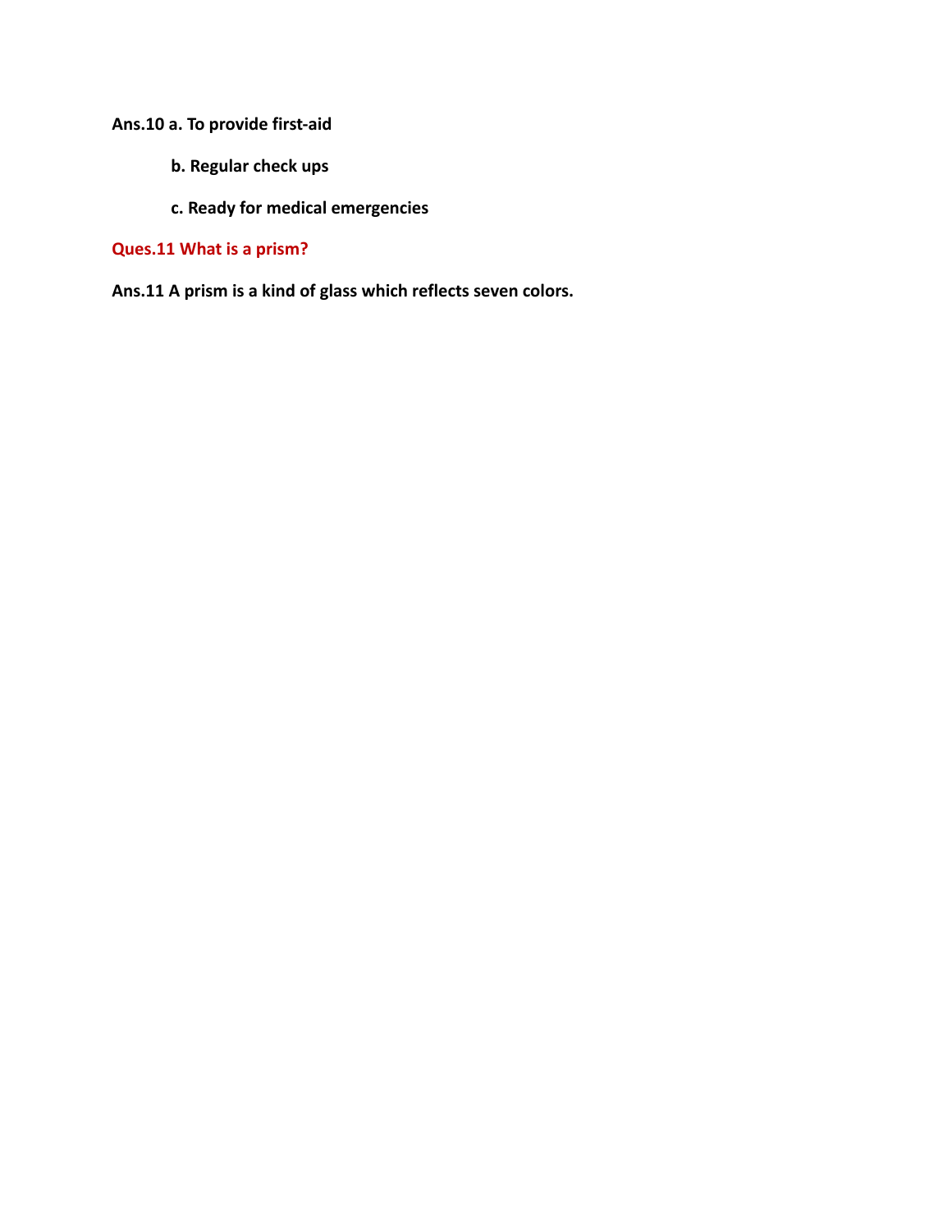**Ans.10 a. To provide first-aid**

**b. Regular check ups**

**c. Ready for medical emergencies**

**Ques.11 What is a prism?**

**Ans.11 A prism is a kind of glass which reflects seven colors.**